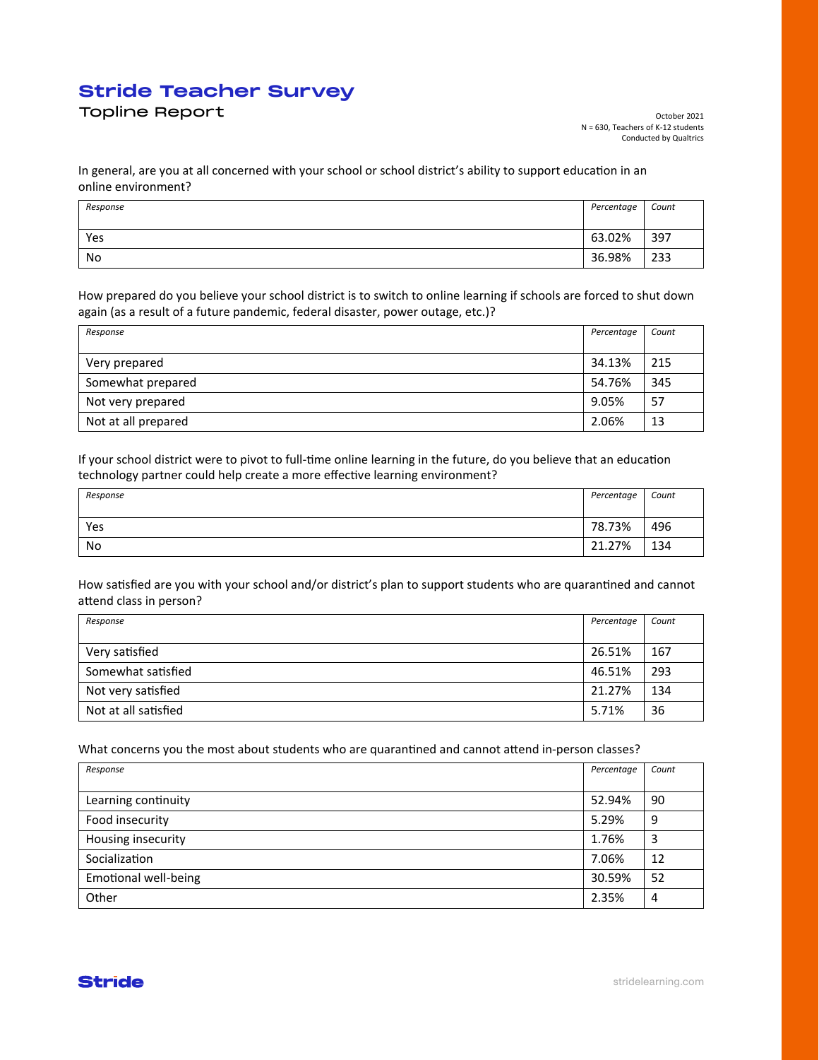# Stride Teacher Survey

## Topline Report

October 2021
N = 630, Teachers of K-12 students
Conducted by Qualtrics

In general, are you at all concerned with your school or school district's ability to support education in an online environment?

| *Response* | *Percentage* | *Count* |
|---|---|---|
| Yes | 63.02% | 397 |
| No | 36.98% | 233 |

How prepared do you believe your school district is to switch to online learning if schools are forced to shut down again (as a result of a future pandemic, federal disaster, power outage, etc.)?

| *Response* | *Percentage* | *Count* |
|---|---|---|
| Very prepared | 34.13% | 215 |
| Somewhat prepared | 54.76% | 345 |
| Not very prepared | 9.05% | 57 |
| Not at all prepared | 2.06% | 13 |

If your school district were to pivot to full-time online learning in the future, do you believe that an education technology partner could help create a more effective learning environment?

| *Response* | *Percentage* | *Count* |
|---|---|---|
| Yes | 78.73% | 496 |
| No | 21.27% | 134 |

How satisfied are you with your school and/or district's plan to support students who are quarantined and cannot attend class in person?

| *Response* | *Percentage* | *Count* |
|---|---|---|
| Very satisfied | 26.51% | 167 |
| Somewhat satisfied | 46.51% | 293 |
| Not very satisfied | 21.27% | 134 |
| Not at all satisfied | 5.71% | 36 |

What concerns you the most about students who are quarantined and cannot attend in-person classes?

| *Response* | *Percentage* | *Count* |
|---|---|---|
| Learning continuity | 52.94% | 90 |
| Food insecurity | 5.29% | 9 |
| Housing insecurity | 1.76% | 3 |
| Socialization | 7.06% | 12 |
| Emotional well-being | 30.59% | 52 |
| Other | 2.35% | 4 |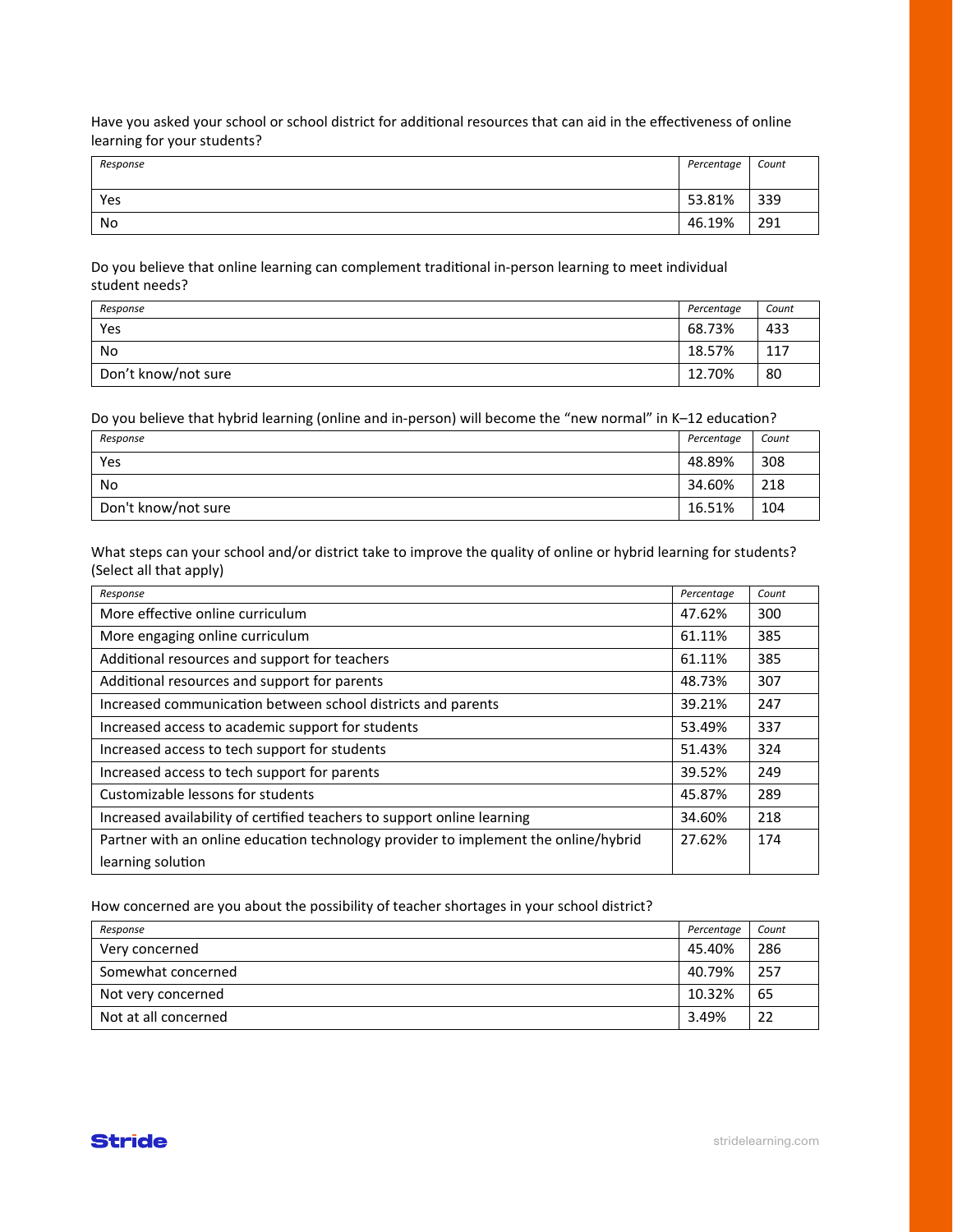Have you asked your school or school district for additional resources that can aid in the effectiveness of online learning for your students?

| Response | Percentage | Count |
|---|---|---|
| Yes | 53.81% | 339 |
| No | 46.19% | 291 |

Do you believe that online learning can complement traditional in-person learning to meet individual student needs?

| Response | Percentage | Count |
|---|---|---|
| Yes | 68.73% | 433 |
| No | 18.57% | 117 |
| Don't know/not sure | 12.70% | 80 |

Do you believe that hybrid learning (online and in-person) will become the "new normal" in K–12 education?

| Response | Percentage | Count |
|---|---|---|
| Yes | 48.89% | 308 |
| No | 34.60% | 218 |
| Don't know/not sure | 16.51% | 104 |

What steps can your school and/or district take to improve the quality of online or hybrid learning for students? (Select all that apply)

| Response | Percentage | Count |
|---|---|---|
| More effective online curriculum | 47.62% | 300 |
| More engaging online curriculum | 61.11% | 385 |
| Additional resources and support for teachers | 61.11% | 385 |
| Additional resources and support for parents | 48.73% | 307 |
| Increased communication between school districts and parents | 39.21% | 247 |
| Increased access to academic support for students | 53.49% | 337 |
| Increased access to tech support for students | 51.43% | 324 |
| Increased access to tech support for parents | 39.52% | 249 |
| Customizable lessons for students | 45.87% | 289 |
| Increased availability of certified teachers to support online learning | 34.60% | 218 |
| Partner with an online education technology provider to implement the online/hybrid learning solution | 27.62% | 174 |

How concerned are you about the possibility of teacher shortages in your school district?

| Response | Percentage | Count |
|---|---|---|
| Very concerned | 45.40% | 286 |
| Somewhat concerned | 40.79% | 257 |
| Not very concerned | 10.32% | 65 |
| Not at all concerned | 3.49% | 22 |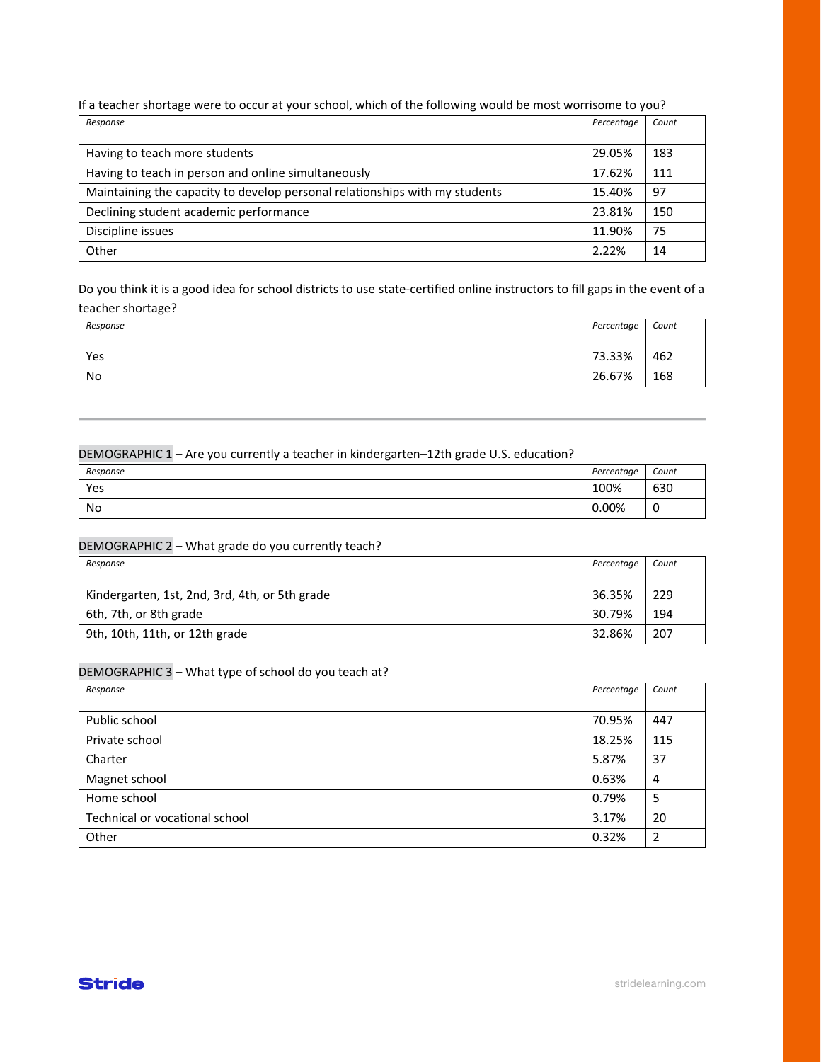If a teacher shortage were to occur at your school, which of the following would be most worrisome to you?

| *Response* | *Percentage* | *Count* |
|---|---|---|
| Having to teach more students | 29.05% | 183 |
| Having to teach in person and online simultaneously | 17.62% | 111 |
| Maintaining the capacity to develop personal relationships with my students | 15.40% | 97 |
| Declining student academic performance | 23.81% | 150 |
| Discipline issues | 11.90% | 75 |
| Other | 2.22% | 14 |

Do you think it is a good idea for school districts to use state-certified online instructors to fill gaps in the event of a teacher shortage?

| *Response* | *Percentage* | *Count* |
|---|---|---|
| Yes | 73.33% | 462 |
| No | 26.67% | 168 |

---

DEMOGRAPHIC 1 – Are you currently a teacher in kindergarten–12th grade U.S. education?

| *Response* | *Percentage* | *Count* |
|---|---|---|
| Yes | 100% | 630 |
| No | 0.00% | 0 |

DEMOGRAPHIC 2 – What grade do you currently teach?

| *Response* | *Percentage* | *Count* |
|---|---|---|
| Kindergarten, 1st, 2nd, 3rd, 4th, or 5th grade | 36.35% | 229 |
| 6th, 7th, or 8th grade | 30.79% | 194 |
| 9th, 10th, 11th, or 12th grade | 32.86% | 207 |

DEMOGRAPHIC 3 – What type of school do you teach at?

| *Response* | *Percentage* | *Count* |
|---|---|---|
| Public school | 70.95% | 447 |
| Private school | 18.25% | 115 |
| Charter | 5.87% | 37 |
| Magnet school | 0.63% | 4 |
| Home school | 0.79% | 5 |
| Technical or vocational school | 3.17% | 20 |
| Other | 0.32% | 2 |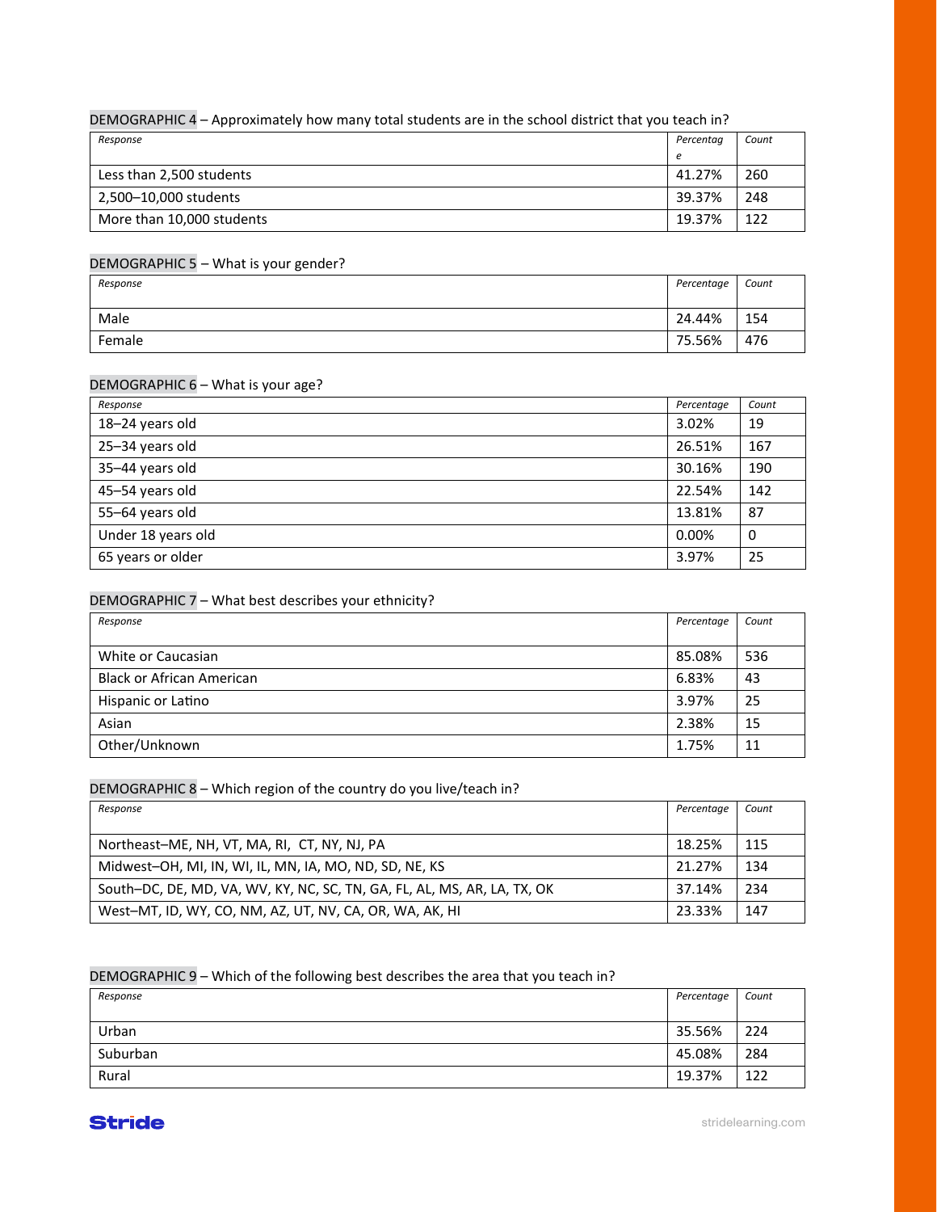DEMOGRAPHIC 4 – Approximately how many total students are in the school district that you teach in?

| *Response* | *Percentage* | *Count* |
|---|---|---|
| Less than 2,500 students | 41.27% | 260 |
| 2,500–10,000 students | 39.37% | 248 |
| More than 10,000 students | 19.37% | 122 |

DEMOGRAPHIC 5 – What is your gender?

| *Response* | *Percentage* | *Count* |
|---|---|---|
| Male | 24.44% | 154 |
| Female | 75.56% | 476 |

DEMOGRAPHIC 6 – What is your age?

| *Response* | *Percentage* | *Count* |
|---|---|---|
| 18–24 years old | 3.02% | 19 |
| 25–34 years old | 26.51% | 167 |
| 35–44 years old | 30.16% | 190 |
| 45–54 years old | 22.54% | 142 |
| 55–64 years old | 13.81% | 87 |
| Under 18 years old | 0.00% | 0 |
| 65 years or older | 3.97% | 25 |

DEMOGRAPHIC 7 – What best describes your ethnicity?

| *Response* | *Percentage* | *Count* |
|---|---|---|
| White or Caucasian | 85.08% | 536 |
| Black or African American | 6.83% | 43 |
| Hispanic or Latino | 3.97% | 25 |
| Asian | 2.38% | 15 |
| Other/Unknown | 1.75% | 11 |

DEMOGRAPHIC 8 – Which region of the country do you live/teach in?

| *Response* | *Percentage* | *Count* |
|---|---|---|
| Northeast–ME, NH, VT, MA, RI, CT, NY, NJ, PA | 18.25% | 115 |
| Midwest–OH, MI, IN, WI, IL, MN, IA, MO, ND, SD, NE, KS | 21.27% | 134 |
| South–DC, DE, MD, VA, WV, KY, NC, SC, TN, GA, FL, AL, MS, AR, LA, TX, OK | 37.14% | 234 |
| West–MT, ID, WY, CO, NM, AZ, UT, NV, CA, OR, WA, AK, HI | 23.33% | 147 |

DEMOGRAPHIC 9 – Which of the following best describes the area that you teach in?

| *Response* | *Percentage* | *Count* |
|---|---|---|
| Urban | 35.56% | 224 |
| Suburban | 45.08% | 284 |
| Rural | 19.37% | 122 |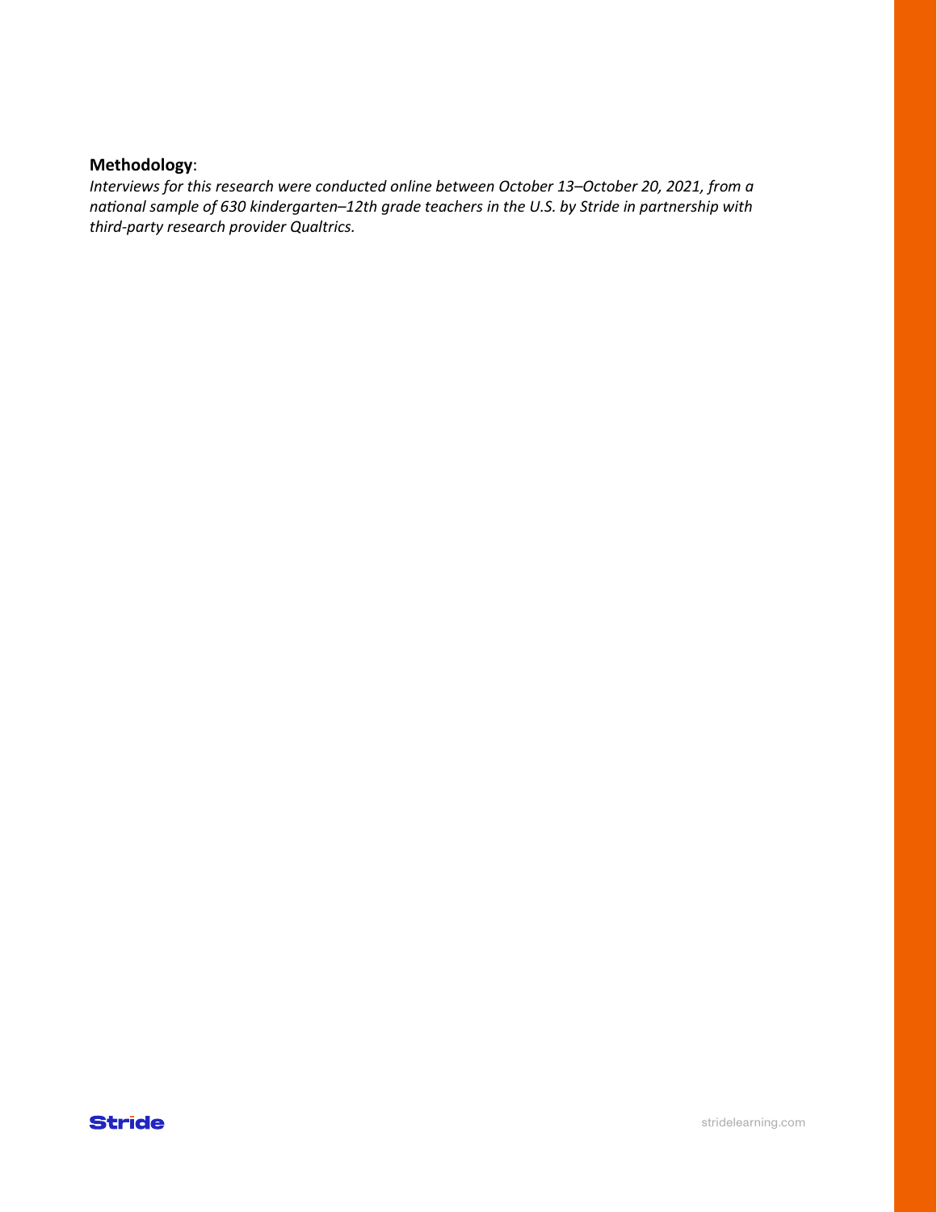**Methodology**:

*Interviews for this research were conducted online between October 13–October 20, 2021, from a national sample of 630 kindergarten–12th grade teachers in the U.S. by Stride in partnership with third-party research provider Qualtrics.*